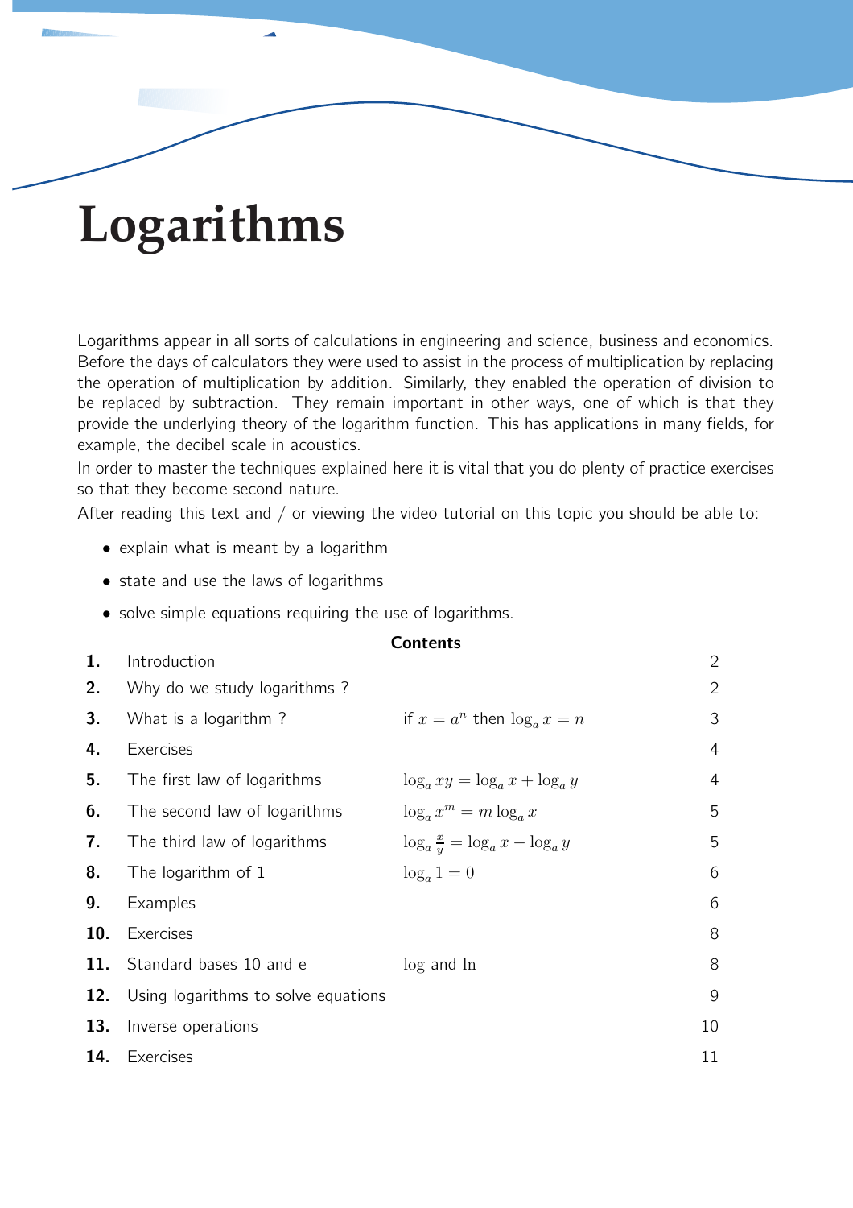# Logarithms

Logarithms appear in all sorts of calculations in engineering and science, business and economics. Before the days of calculators they were used to assist in the process of multiplication by replacing the operation of multiplication by addition. Similarly, they enabled the operation of division to be replaced by subtraction. They remain important in other ways, one of which is that they provide the underlying theory of the logarithm function. This has applications in many fields, for example, the decibel scale in acoustics.

In order to master the techniques explained here it is vital that you do plenty of practice exercises so that they become second nature.

After reading this text and / or viewing the video tutorial on this topic you should be able to:

- explain what is meant by a logarithm
- state and use the laws of logarithms
- solve simple equations requiring the use of logarithms.

## Contents

| | | | |
|---|---|---|---|
| **1.** | Introduction | | 2 |
| **2.** | Why do we study logarithms ? | | 2 |
| **3.** | What is a logarithm ? | if $x = a^n$ then $\log_a x = n$ | 3 |
| **4.** | Exercises | | 4 |
| **5.** | The first law of logarithms | $\log_a xy = \log_a x + \log_a y$ | 4 |
| **6.** | The second law of logarithms | $\log_a x^m = m \log_a x$ | 5 |
| **7.** | The third law of logarithms | $\log_a \frac{x}{y} = \log_a x - \log_a y$ | 5 |
| **8.** | The logarithm of 1 | $\log_a 1 = 0$ | 6 |
| **9.** | Examples | | 6 |
| **10.** | Exercises | | 8 |
| **11.** | Standard bases 10 and e | $\log$ and $\ln$ | 8 |
| **12.** | Using logarithms to solve equations | | 9 |
| **13.** | Inverse operations | | 10 |
| **14.** | Exercises | | 11 |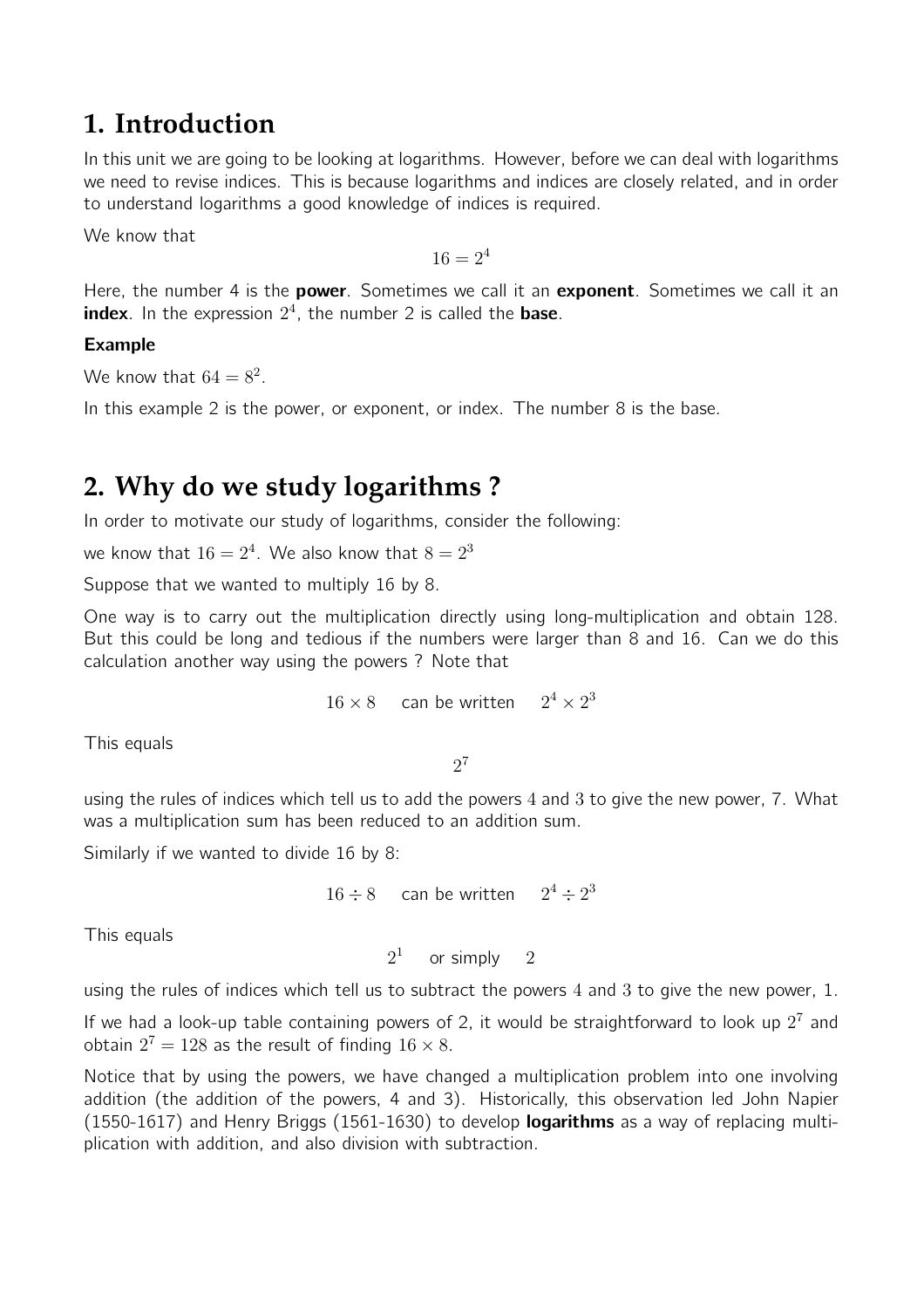# 1. Introduction

In this unit we are going to be looking at logarithms. However, before we can deal with logarithms we need to revise indices. This is because logarithms and indices are closely related, and in order to understand logarithms a good knowledge of indices is required.

We know that

$$16 = 2^4$$

Here, the number 4 is the **power**. Sometimes we call it an **exponent**. Sometimes we call it an **index**. In the expression $2^4$, the number 2 is called the **base**.

**Example**

We know that $64 = 8^2$.

In this example 2 is the power, or exponent, or index. The number 8 is the base.

# 2. Why do we study logarithms ?

In order to motivate our study of logarithms, consider the following:

we know that $16 = 2^4$. We also know that $8 = 2^3$

Suppose that we wanted to multiply 16 by 8.

One way is to carry out the multiplication directly using long-multiplication and obtain 128. But this could be long and tedious if the numbers were larger than 8 and 16. Can we do this calculation another way using the powers ? Note that

$$16 \times 8 \quad \text{can be written} \quad 2^4 \times 2^3$$

This equals

$$2^7$$

using the rules of indices which tell us to add the powers 4 and 3 to give the new power, 7. What was a multiplication sum has been reduced to an addition sum.

Similarly if we wanted to divide 16 by 8:

$$16 \div 8 \quad \text{can be written} \quad 2^4 \div 2^3$$

This equals

$$2^1 \quad \text{or simply} \quad 2$$

using the rules of indices which tell us to subtract the powers 4 and 3 to give the new power, 1.

If we had a look-up table containing powers of 2, it would be straightforward to look up $2^7$ and obtain $2^7 = 128$ as the result of finding $16 \times 8$.

Notice that by using the powers, we have changed a multiplication problem into one involving addition (the addition of the powers, 4 and 3). Historically, this observation led John Napier (1550-1617) and Henry Briggs (1561-1630) to develop **logarithms** as a way of replacing multiplication with addition, and also division with subtraction.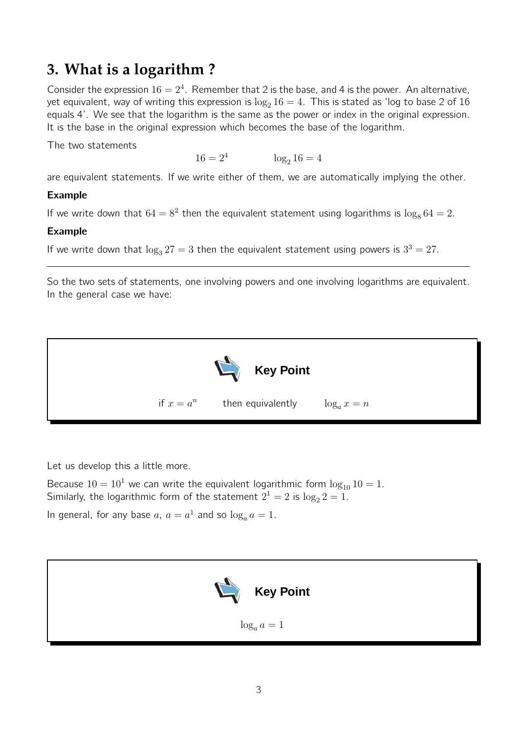## 3. What is a logarithm ?

Consider the expression $16 = 2^4$. Remember that 2 is the base, and 4 is the power. An alternative, yet equivalent, way of writing this expression is $\log_2 16 = 4$. This is stated as 'log to base 2 of 16 equals 4'. We see that the logarithm is the same as the power or index in the original expression. It is the base in the original expression which becomes the base of the logarithm.

The two statements

$$16 = 2^4 \qquad\qquad \log_2 16 = 4$$

are equivalent statements. If we write either of them, we are automatically implying the other.

**Example**

If we write down that $64 = 8^2$ then the equivalent statement using logarithms is $\log_8 64 = 2$.

**Example**

If we write down that $\log_3 27 = 3$ then the equivalent statement using powers is $3^3 = 27$.

---

So the two sets of statements, one involving powers and one involving logarithms are equivalent. In the general case we have:

**Key Point**

if $x = a^n$ then equivalently $\log_a x = n$

Let us develop this a little more.

Because $10 = 10^1$ we can write the equivalent logarithmic form $\log_{10} 10 = 1$.
Similarly, the logarithmic form of the statement $2^1 = 2$ is $\log_2 2 = 1$.

In general, for any base $a$, $a = a^1$ and so $\log_a a = 1$.

**Key Point**

$$\log_a a = 1$$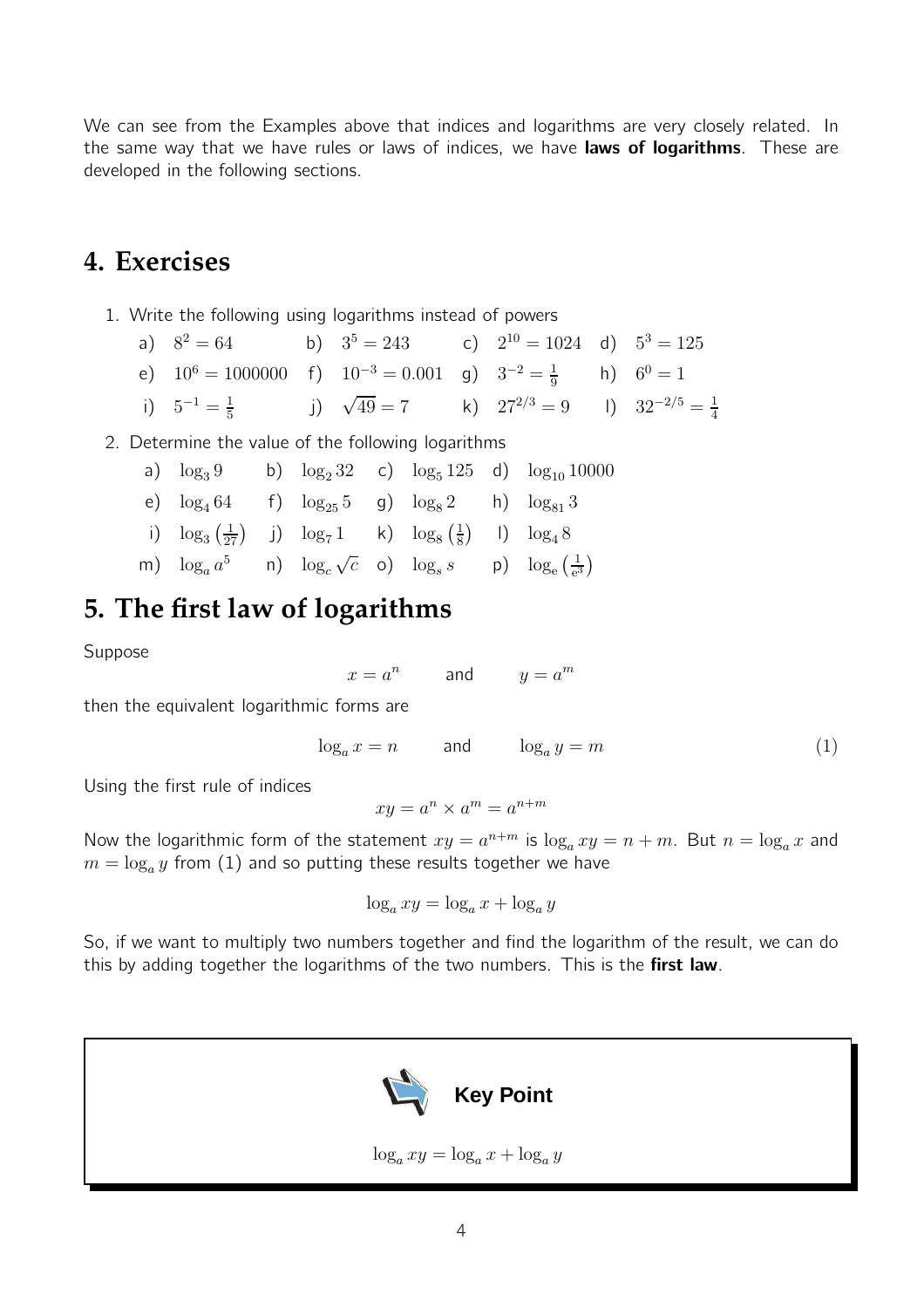We can see from the Examples above that indices and logarithms are very closely related. In the same way that we have rules or laws of indices, we have **laws of logarithms**. These are developed in the following sections.

## 4. Exercises

1. Write the following using logarithms instead of powers

   a) $8^2 = 64$ b) $3^5 = 243$ c) $2^{10} = 1024$ d) $5^3 = 125$

   e) $10^6 = 1000000$ f) $10^{-3} = 0.001$ g) $3^{-2} = \frac{1}{9}$ h) $6^0 = 1$

   i) $5^{-1} = \frac{1}{5}$ j) $\sqrt{49} = 7$ k) $27^{2/3} = 9$ l) $32^{-2/5} = \frac{1}{4}$

2. Determine the value of the following logarithms

   a) $\log_3 9$ b) $\log_2 32$ c) $\log_5 125$ d) $\log_{10} 10000$

   e) $\log_4 64$ f) $\log_{25} 5$ g) $\log_8 2$ h) $\log_{81} 3$

   i) $\log_3 \left(\frac{1}{27}\right)$ j) $\log_7 1$ k) $\log_8 \left(\frac{1}{8}\right)$ l) $\log_4 8$

   m) $\log_a a^5$ n) $\log_c \sqrt{c}$ o) $\log_s s$ p) $\log_e \left(\frac{1}{e^3}\right)$

## 5. The first law of logarithms

Suppose

$$x = a^n \qquad \text{and} \qquad y = a^m$$

then the equivalent logarithmic forms are

$$\log_a x = n \qquad \text{and} \qquad \log_a y = m \tag{1}$$

Using the first rule of indices

$$xy = a^n \times a^m = a^{n+m}$$

Now the logarithmic form of the statement $xy = a^{n+m}$ is $\log_a xy = n + m$. But $n = \log_a x$ and $m = \log_a y$ from (1) and so putting these results together we have

$$\log_a xy = \log_a x + \log_a y$$

So, if we want to multiply two numbers together and find the logarithm of the result, we can do this by adding together the logarithms of the two numbers. This is the **first law**.

**Key Point**

$$\log_a xy = \log_a x + \log_a y$$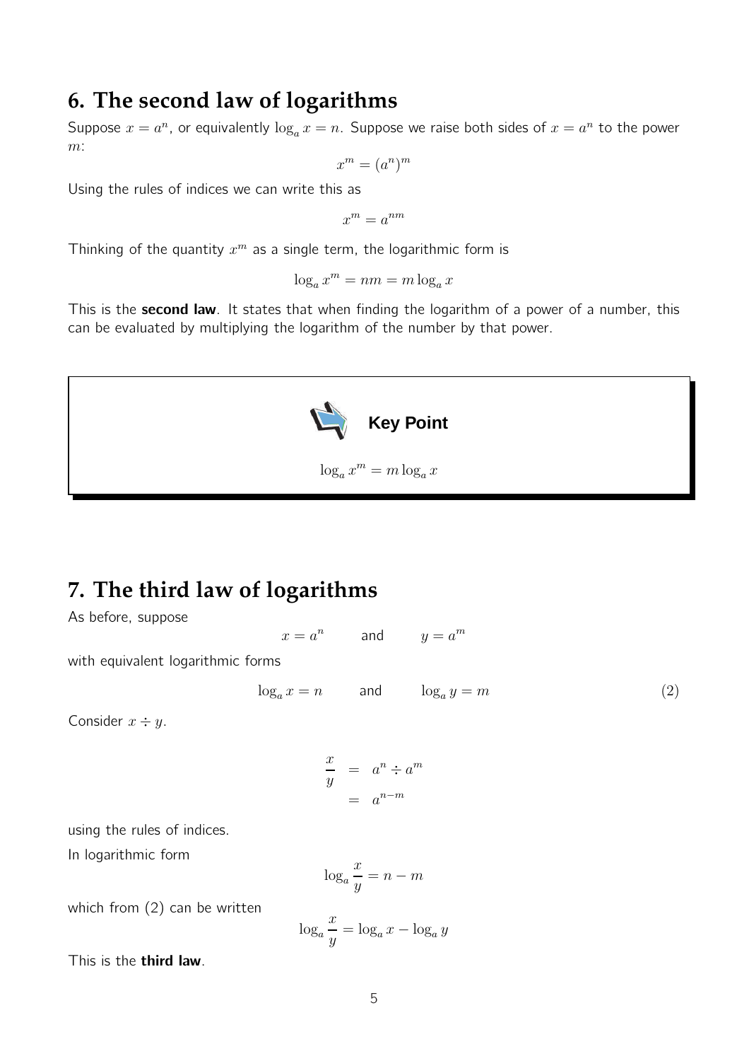## 6. The second law of logarithms

Suppose $x = a^n$, or equivalently $\log_a x = n$. Suppose we raise both sides of $x = a^n$ to the power $m$:

$$x^m = (a^n)^m$$

Using the rules of indices we can write this as

$$x^m = a^{nm}$$

Thinking of the quantity $x^m$ as a single term, the logarithmic form is

$$\log_a x^m = nm = m \log_a x$$

This is the **second law**. It states that when finding the logarithm of a power of a number, this can be evaluated by multiplying the logarithm of the number by that power.

**Key Point**

$$\log_a x^m = m \log_a x$$

## 7. The third law of logarithms

As before, suppose

$$x = a^n \qquad \text{and} \qquad y = a^m$$

with equivalent logarithmic forms

$$\log_a x = n \qquad \text{and} \qquad \log_a y = m \tag{2}$$

Consider $x \div y$.

$$\begin{aligned} \frac{x}{y} &= a^n \div a^m \\ &= a^{n-m} \end{aligned}$$

using the rules of indices.

In logarithmic form

$$\log_a \frac{x}{y} = n - m$$

which from (2) can be written

$$\log_a \frac{x}{y} = \log_a x - \log_a y$$

This is the **third law**.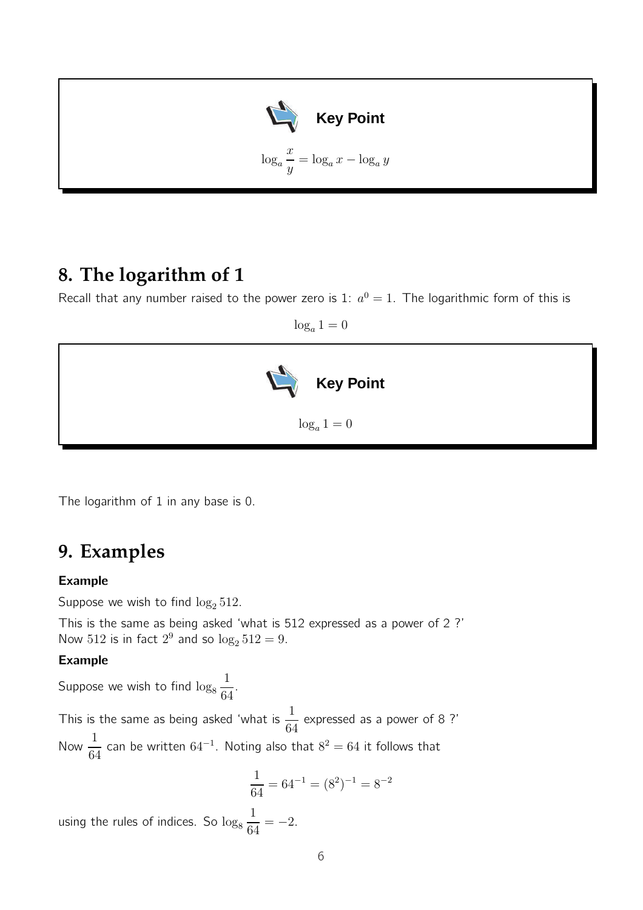**Key Point**

$$\log_a \frac{x}{y} = \log_a x - \log_a y$$

## 8. The logarithm of 1

Recall that any number raised to the power zero is 1: $a^0 = 1$. The logarithmic form of this is

$$\log_a 1 = 0$$

**Key Point**

$$\log_a 1 = 0$$

The logarithm of 1 in any base is 0.

## 9. Examples

### Example

Suppose we wish to find $\log_2 512$.

This is the same as being asked 'what is 512 expressed as a power of 2 ?'
Now $512$ is in fact $2^9$ and so $\log_2 512 = 9$.

### Example

Suppose we wish to find $\log_8 \frac{1}{64}$.

This is the same as being asked 'what is $\frac{1}{64}$ expressed as a power of 8 ?'

Now $\frac{1}{64}$ can be written $64^{-1}$. Noting also that $8^2 = 64$ it follows that

$$\frac{1}{64} = 64^{-1} = (8^2)^{-1} = 8^{-2}$$

using the rules of indices. So $\log_8 \frac{1}{64} = -2$.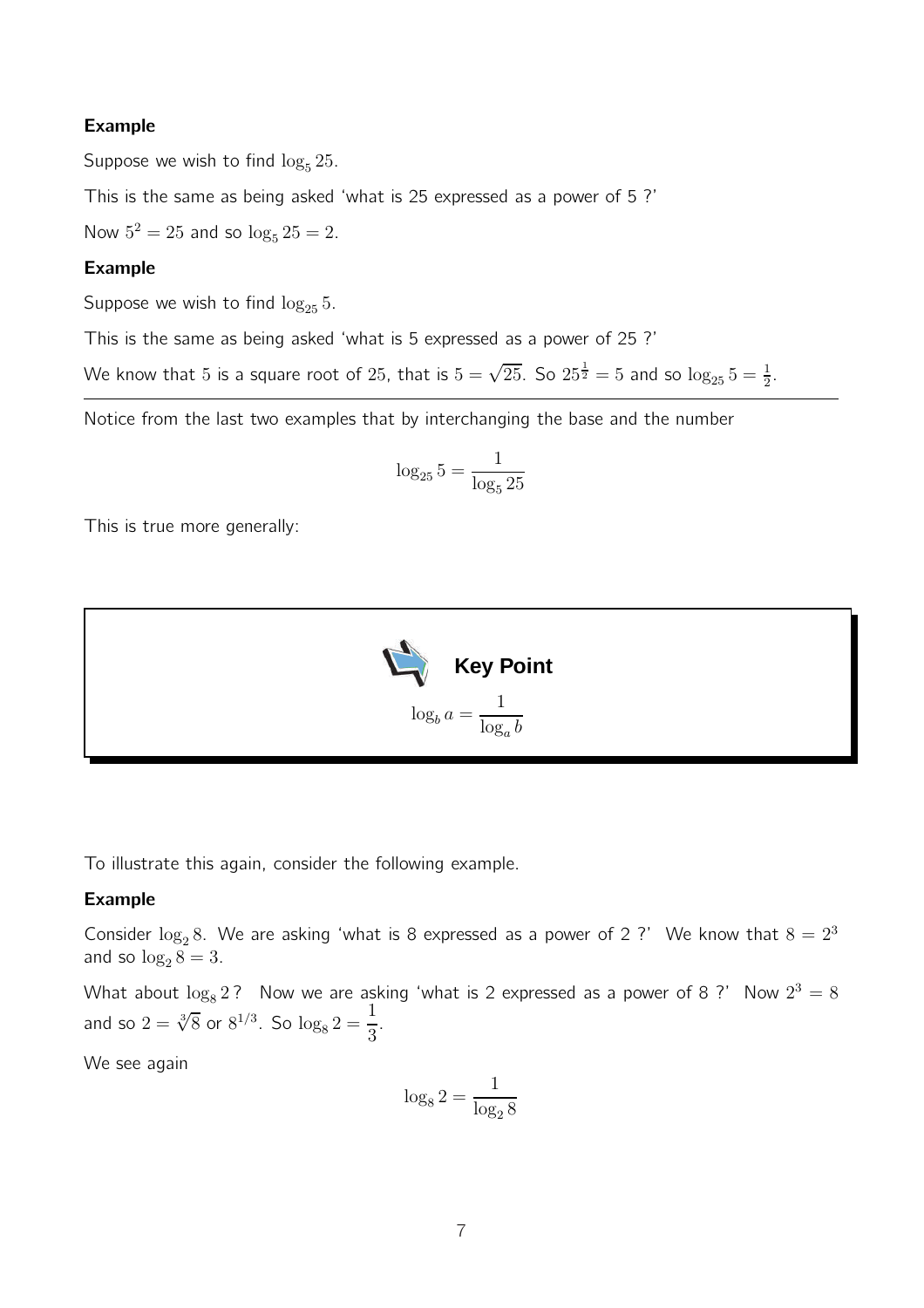**Example**

Suppose we wish to find $\log_5 25$.

This is the same as being asked 'what is 25 expressed as a power of 5 ?'

Now $5^2 = 25$ and so $\log_5 25 = 2$.

**Example**

Suppose we wish to find $\log_{25} 5$.

This is the same as being asked 'what is 5 expressed as a power of 25 ?'

We know that 5 is a square root of 25, that is $5 = \sqrt{25}$. So $25^{\frac{1}{2}} = 5$ and so $\log_{25} 5 = \frac{1}{2}$.

---

Notice from the last two examples that by interchanging the base and the number

$$\log_{25} 5 = \frac{1}{\log_5 25}$$

This is true more generally:

**Key Point**

$$\log_b a = \frac{1}{\log_a b}$$

To illustrate this again, consider the following example.

**Example**

Consider $\log_2 8$. We are asking 'what is 8 expressed as a power of 2 ?' We know that $8 = 2^3$ and so $\log_2 8 = 3$.

What about $\log_8 2$? Now we are asking 'what is 2 expressed as a power of 8 ?' Now $2^3 = 8$ and so $2 = \sqrt[3]{8}$ or $8^{1/3}$. So $\log_8 2 = \dfrac{1}{3}$.

We see again

$$\log_8 2 = \frac{1}{\log_2 8}$$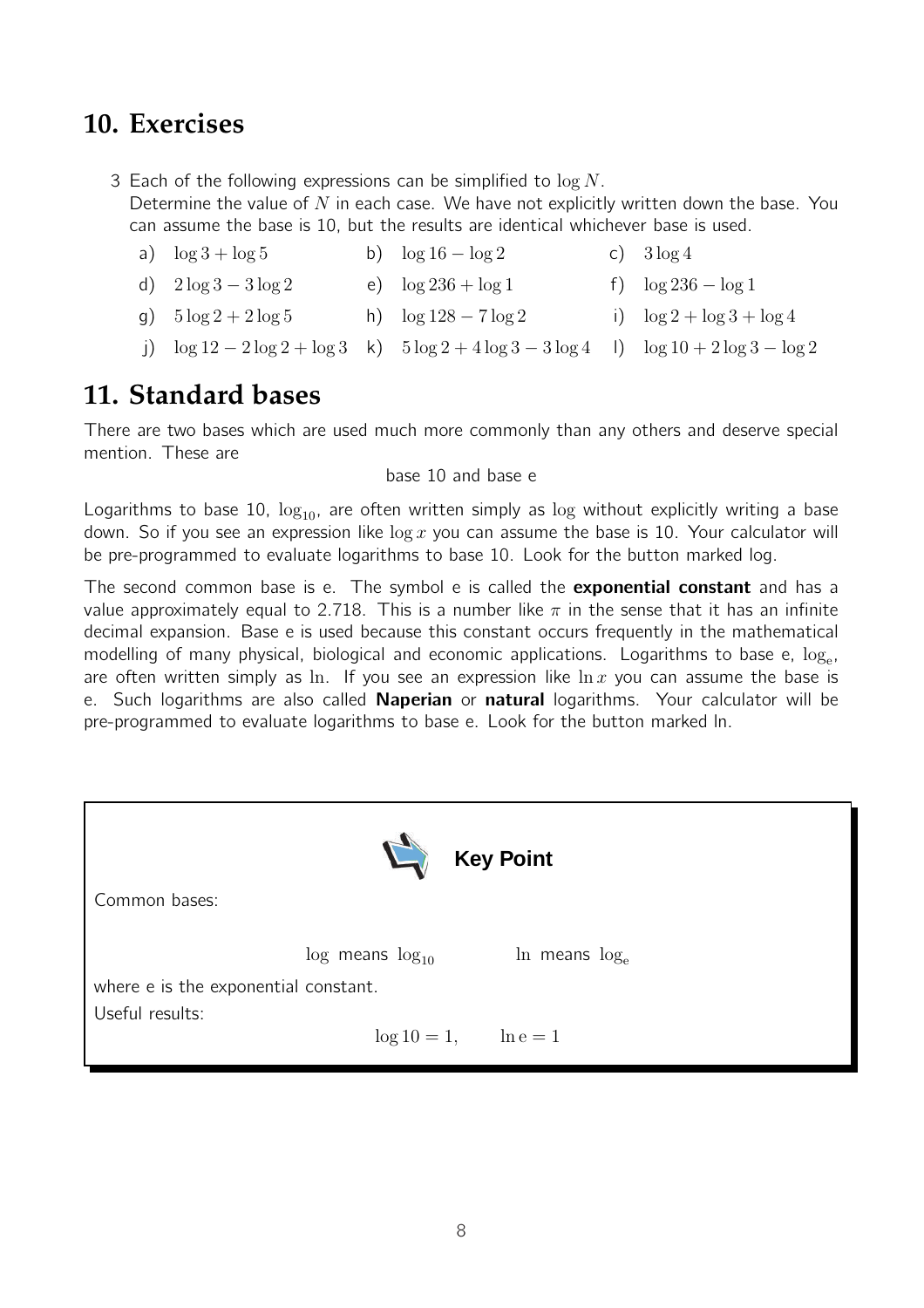## 10. Exercises

3 Each of the following expressions can be simplified to $\log N$.
Determine the value of $N$ in each case. We have not explicitly written down the base. You can assume the base is 10, but the results are identical whichever base is used.

a) $\log 3 + \log 5$ b) $\log 16 - \log 2$ c) $3 \log 4$

d) $2 \log 3 - 3 \log 2$ e) $\log 236 + \log 1$ f) $\log 236 - \log 1$

g) $5 \log 2 + 2 \log 5$ h) $\log 128 - 7 \log 2$ i) $\log 2 + \log 3 + \log 4$

j) $\log 12 - 2 \log 2 + \log 3$ k) $5 \log 2 + 4 \log 3 - 3 \log 4$ l) $\log 10 + 2 \log 3 - \log 2$

## 11. Standard bases

There are two bases which are used much more commonly than any others and deserve special mention. These are

base 10 and base e

Logarithms to base 10, $\log_{10}$, are often written simply as $\log$ without explicitly writing a base down. So if you see an expression like $\log x$ you can assume the base is 10. Your calculator will be pre-programmed to evaluate logarithms to base 10. Look for the button marked log.

The second common base is e. The symbol e is called the **exponential constant** and has a value approximately equal to 2.718. This is a number like $\pi$ in the sense that it has an infinite decimal expansion. Base e is used because this constant occurs frequently in the mathematical modelling of many physical, biological and economic applications. Logarithms to base e, $\log_e$, are often written simply as $\ln$. If you see an expression like $\ln x$ you can assume the base is e. Such logarithms are also called **Naperian** or **natural** logarithms. Your calculator will be pre-programmed to evaluate logarithms to base e. Look for the button marked ln.

**Key Point**

Common bases:

$\log$ means $\log_{10}$ $\ln$ means $\log_e$

where e is the exponential constant.

Useful results:

$$\log 10 = 1, \qquad \ln e = 1$$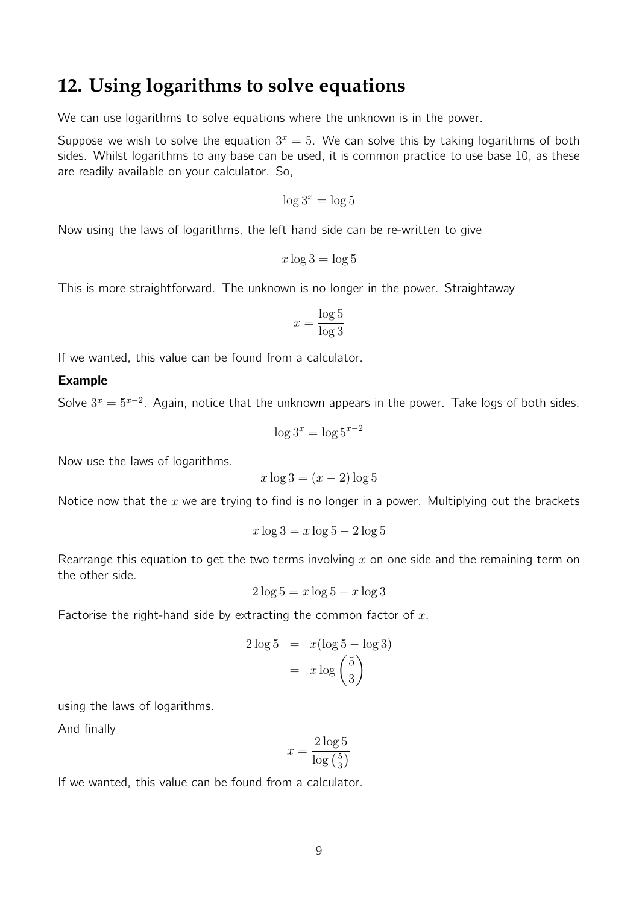## 12. Using logarithms to solve equations

We can use logarithms to solve equations where the unknown is in the power.

Suppose we wish to solve the equation $3^x = 5$. We can solve this by taking logarithms of both sides. Whilst logarithms to any base can be used, it is common practice to use base 10, as these are readily available on your calculator. So,

$$\log 3^x = \log 5$$

Now using the laws of logarithms, the left hand side can be re-written to give

$$x \log 3 = \log 5$$

This is more straightforward. The unknown is no longer in the power. Straightaway

$$x = \frac{\log 5}{\log 3}$$

If we wanted, this value can be found from a calculator.

**Example**

Solve $3^x = 5^{x-2}$. Again, notice that the unknown appears in the power. Take logs of both sides.

$$\log 3^x = \log 5^{x-2}$$

Now use the laws of logarithms.

$$x \log 3 = (x - 2) \log 5$$

Notice now that the $x$ we are trying to find is no longer in a power. Multiplying out the brackets

$$x \log 3 = x \log 5 - 2 \log 5$$

Rearrange this equation to get the two terms involving $x$ on one side and the remaining term on the other side.

$$2 \log 5 = x \log 5 - x \log 3$$

Factorise the right-hand side by extracting the common factor of $x$.

$$\begin{aligned} 2 \log 5 &= x(\log 5 - \log 3) \\ &= x \log \left( \frac{5}{3} \right) \end{aligned}$$

using the laws of logarithms.

And finally

$$x = \frac{2 \log 5}{\log \left( \frac{5}{3} \right)}$$

If we wanted, this value can be found from a calculator.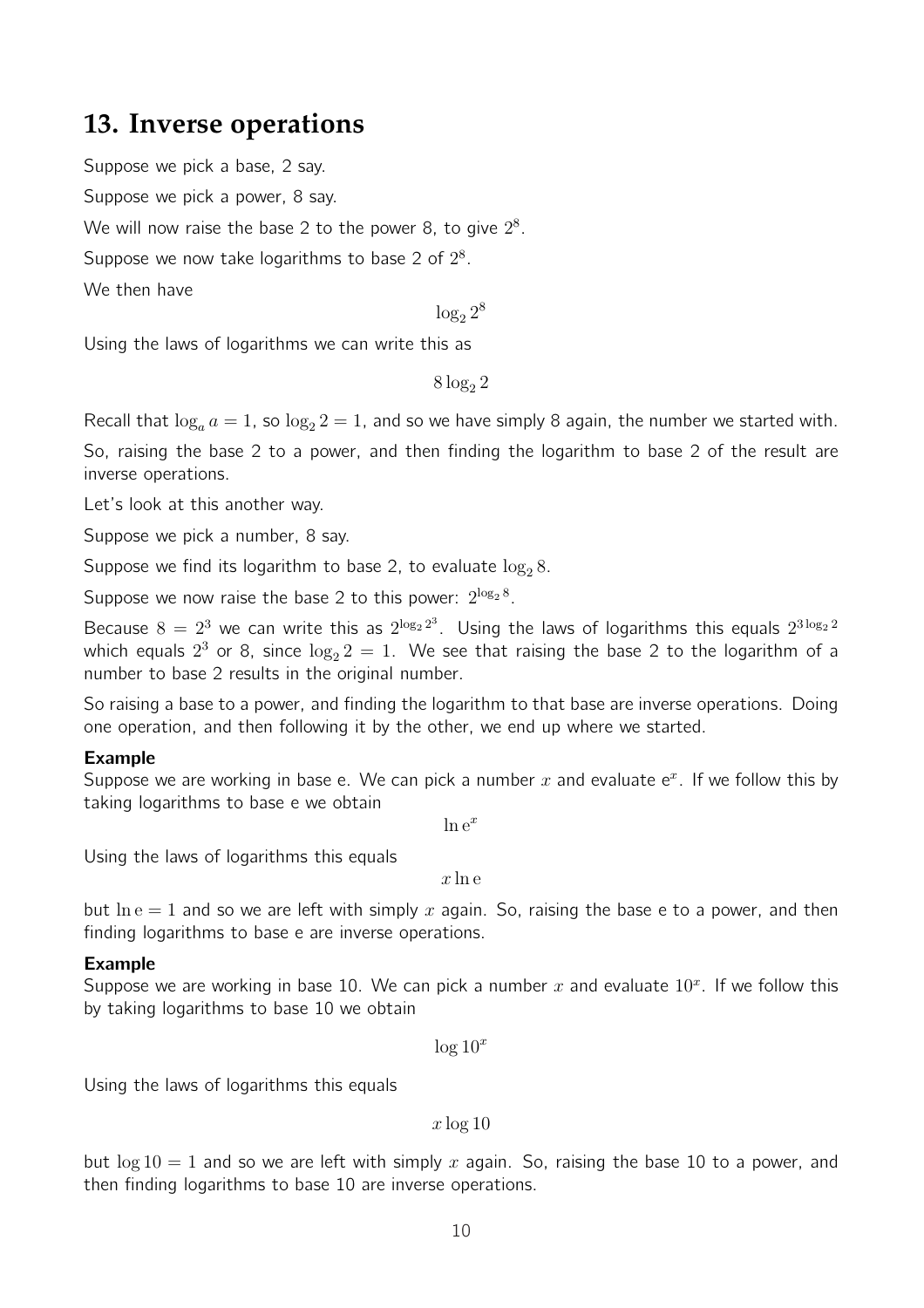## 13. Inverse operations

Suppose we pick a base, 2 say.

Suppose we pick a power, 8 say.

We will now raise the base 2 to the power 8, to give $2^8$.

Suppose we now take logarithms to base 2 of $2^8$.

We then have

$$\log_2 2^8$$

Using the laws of logarithms we can write this as

$$8 \log_2 2$$

Recall that $\log_a a = 1$, so $\log_2 2 = 1$, and so we have simply 8 again, the number we started with.

So, raising the base 2 to a power, and then finding the logarithm to base 2 of the result are inverse operations.

Let's look at this another way.

Suppose we pick a number, 8 say.

Suppose we find its logarithm to base 2, to evaluate $\log_2 8$.

Suppose we now raise the base 2 to this power: $2^{\log_2 8}$.

Because $8 = 2^3$ we can write this as $2^{\log_2 2^3}$. Using the laws of logarithms this equals $2^{3 \log_2 2}$ which equals $2^3$ or 8, since $\log_2 2 = 1$. We see that raising the base 2 to the logarithm of a number to base 2 results in the original number.

So raising a base to a power, and finding the logarithm to that base are inverse operations. Doing one operation, and then following it by the other, we end up where we started.

**Example**
Suppose we are working in base e. We can pick a number $x$ and evaluate $\mathrm{e}^x$. If we follow this by taking logarithms to base e we obtain

$$\ln \mathrm{e}^x$$

Using the laws of logarithms this equals

$$x \ln \mathrm{e}$$

but $\ln \mathrm{e} = 1$ and so we are left with simply $x$ again. So, raising the base e to a power, and then finding logarithms to base e are inverse operations.

**Example**
Suppose we are working in base 10. We can pick a number $x$ and evaluate $10^x$. If we follow this by taking logarithms to base 10 we obtain

$$\log 10^x$$

Using the laws of logarithms this equals

$$x \log 10$$

but $\log 10 = 1$ and so we are left with simply $x$ again. So, raising the base 10 to a power, and then finding logarithms to base 10 are inverse operations.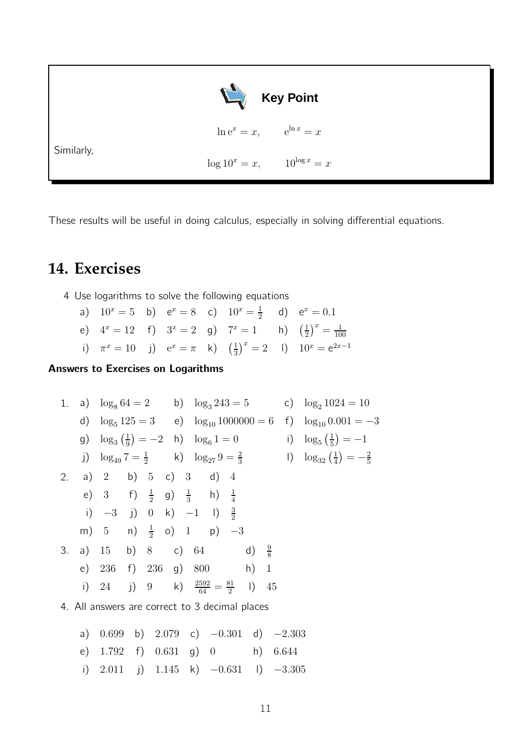**Key Point**

$$\ln e^x = x, \qquad e^{\ln x} = x$$

Similarly,

$$\log 10^x = x, \qquad 10^{\log x} = x$$

These results will be useful in doing calculus, especially in solving differential equations.

## 14. Exercises

4 Use logarithms to solve the following equations

a) $10^x = 5$ b) $e^x = 8$ c) $10^x = \frac{1}{2}$ d) $e^x = 0.1$

e) $4^x = 12$ f) $3^x = 2$ g) $7^x = 1$ h) $\left(\frac{1}{2}\right)^x = \frac{1}{100}$

i) $\pi^x = 10$ j) $e^x = \pi$ k) $\left(\frac{1}{3}\right)^x = 2$ l) $10^x = e^{2x-1}$

**Answers to Exercises on Logarithms**

1. a) $\log_8 64 = 2$ b) $\log_3 243 = 5$ c) $\log_2 1024 = 10$

   d) $\log_5 125 = 3$ e) $\log_{10} 1000000 = 6$ f) $\log_{10} 0.001 = -3$

   g) $\log_3\left(\frac{1}{9}\right) = -2$ h) $\log_6 1 = 0$ i) $\log_5\left(\frac{1}{5}\right) = -1$

   j) $\log_{49} 7 = \frac{1}{2}$ k) $\log_{27} 9 = \frac{2}{3}$ l) $\log_{32}\left(\frac{1}{4}\right) = -\frac{2}{5}$

2. a) $2$ b) $5$ c) $3$ d) $4$

   e) $3$ f) $\frac{1}{2}$ g) $\frac{1}{3}$ h) $\frac{1}{4}$

   i) $-3$ j) $0$ k) $-1$ l) $\frac{3}{2}$

   m) $5$ n) $\frac{1}{2}$ o) $1$ p) $-3$

3. a) $15$ b) $8$ c) $64$ d) $\frac{9}{8}$

   e) $236$ f) $236$ g) $800$ h) $1$

   i) $24$ j) $9$ k) $\frac{2592}{64} = \frac{81}{2}$ l) $45$

4. All answers are correct to 3 decimal places

   a) $0.699$ b) $2.079$ c) $-0.301$ d) $-2.303$

   e) $1.792$ f) $0.631$ g) $0$ h) $6.644$

   i) $2.011$ j) $1.145$ k) $-0.631$ l) $-3.305$